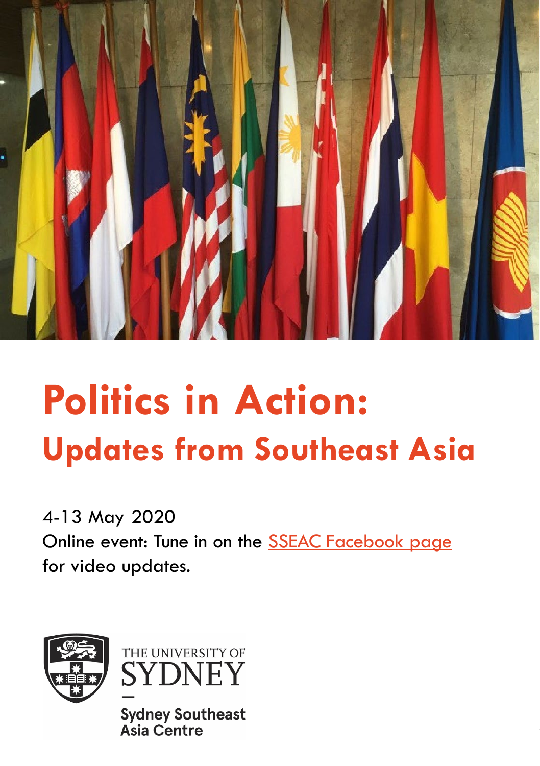# Politics in Action:

## Updates from Southeast Asia

4-13 May 2020

Online event: Tune in on the [SSEAC Facebook page] for video updates.

THE UNIVERSITY OF SYDNEY

Sydney Southeast Asia Centre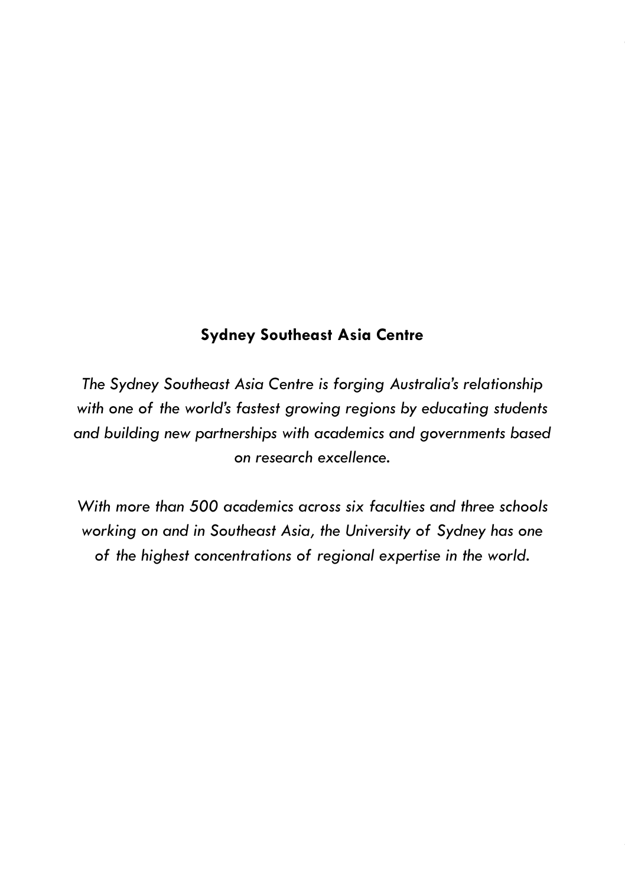**Sydney Southeast Asia Centre**

*The Sydney Southeast Asia Centre is forging Australia's relationship with one of the world's fastest growing regions by educating students and building new partnerships with academics and governments based on research excellence.*

*With more than 500 academics across six faculties and three schools working on and in Southeast Asia, the University of Sydney has one of the highest concentrations of regional expertise in the world.*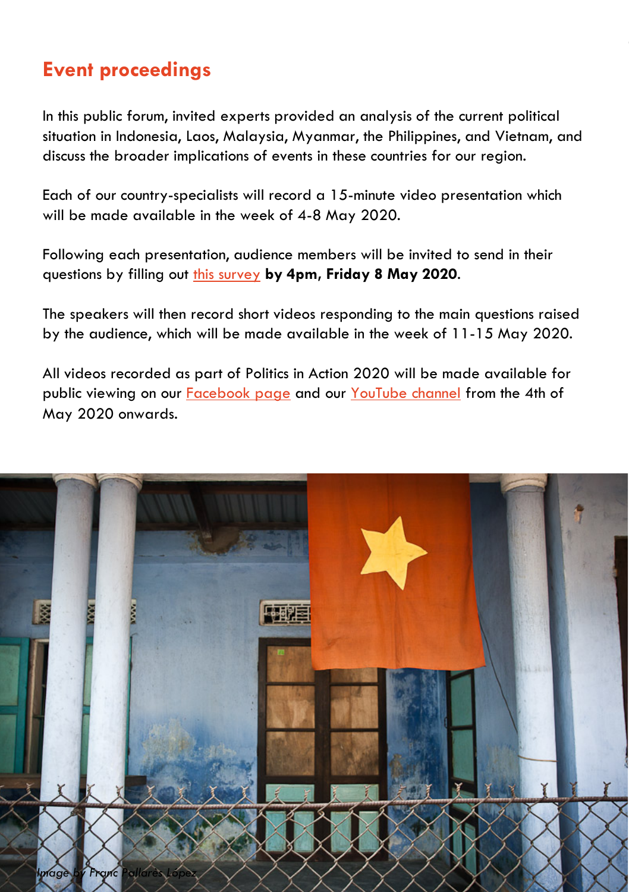## Event proceedings

In this public forum, invited experts provided an analysis of the current political situation in Indonesia, Laos, Malaysia, Myanmar, the Philippines, and Vietnam, and discuss the broader implications of events in these countries for our region.

Each of our country-specialists will record a 15-minute video presentation which will be made available in the week of 4-8 May 2020.

Following each presentation, audience members will be invited to send in their questions by filling out this survey **by 4pm, Friday 8 May 2020**.

The speakers will then record short videos responding to the main questions raised by the audience, which will be made available in the week of 11-15 May 2020.

All videos recorded as part of Politics in Action 2020 will be made available for public viewing on our Facebook page and our YouTube channel from the 4th of May 2020 onwards.

*Image by Franc Pallarès López*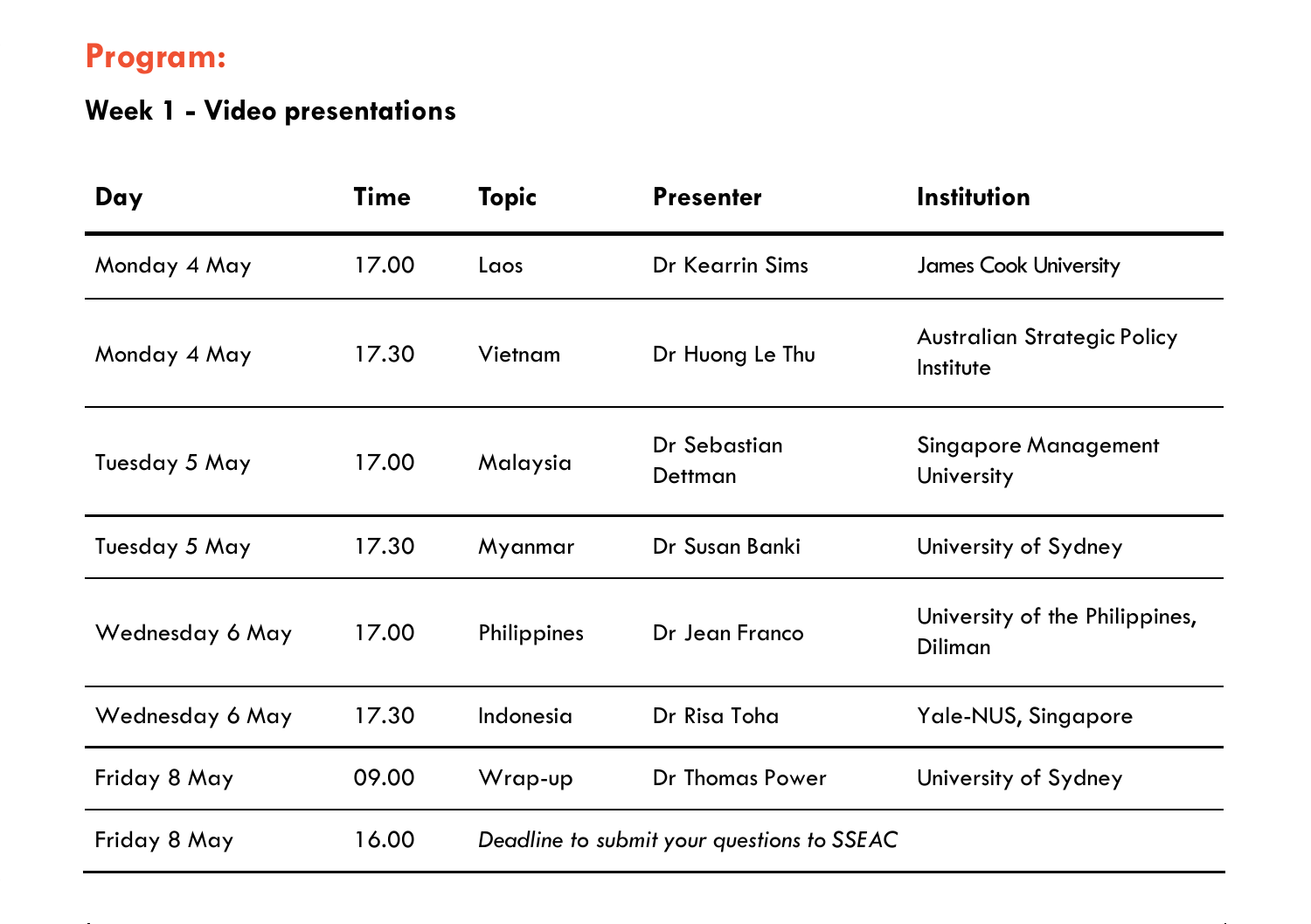## Program:

### Week 1 - Video presentations

| Day | Time | Topic | Presenter | Institution |
|---|---|---|---|---|
| Monday 4 May | 17.00 | Laos | Dr Kearrin Sims | James Cook University |
| Monday 4 May | 17.30 | Vietnam | Dr Huong Le Thu | Australian Strategic Policy Institute |
| Tuesday 5 May | 17.00 | Malaysia | Dr Sebastian Dettman | Singapore Management University |
| Tuesday 5 May | 17.30 | Myanmar | Dr Susan Banki | University of Sydney |
| Wednesday 6 May | 17.00 | Philippines | Dr Jean Franco | University of the Philippines, Diliman |
| Wednesday 6 May | 17.30 | Indonesia | Dr Risa Toha | Yale-NUS, Singapore |
| Friday 8 May | 09.00 | Wrap-up | Dr Thomas Power | University of Sydney |
| Friday 8 May | 16.00 | *Deadline to submit your questions to SSEAC* | | |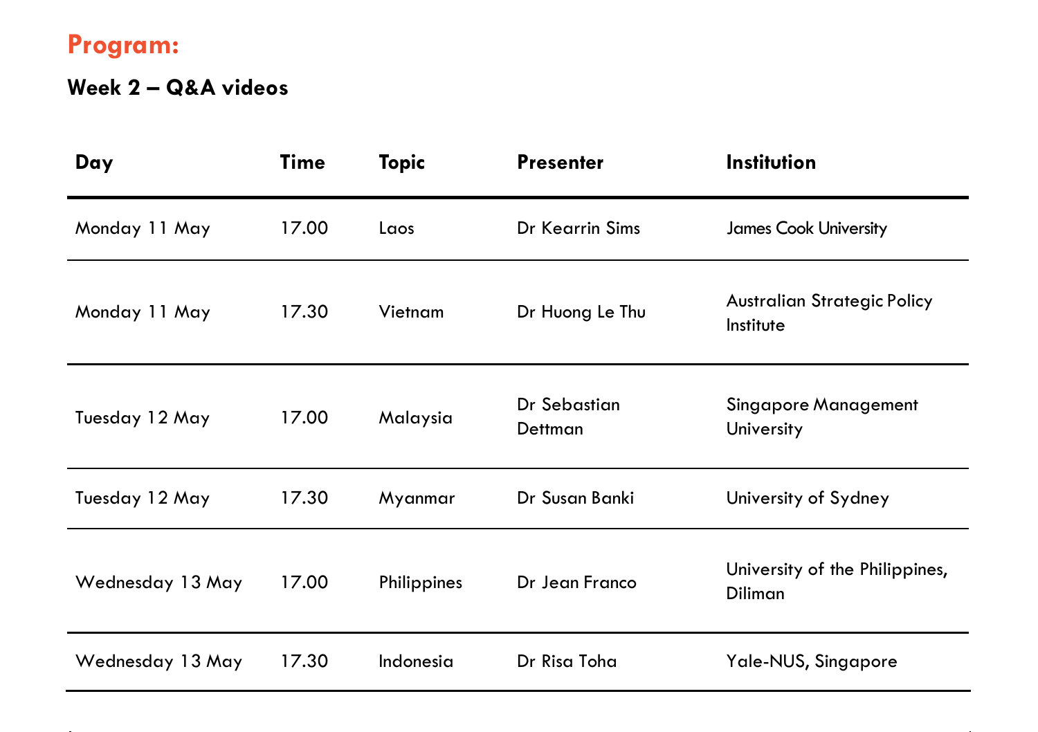## Program:

### Week 2 – Q&A videos

| Day | Time | Topic | Presenter | Institution |
|---|---|---|---|---|
| Monday 11 May | 17.00 | Laos | Dr Kearrin Sims | James Cook University |
| Monday 11 May | 17.30 | Vietnam | Dr Huong Le Thu | Australian Strategic Policy Institute |
| Tuesday 12 May | 17.00 | Malaysia | Dr Sebastian Dettman | Singapore Management University |
| Tuesday 12 May | 17.30 | Myanmar | Dr Susan Banki | University of Sydney |
| Wednesday 13 May | 17.00 | Philippines | Dr Jean Franco | University of the Philippines, Diliman |
| Wednesday 13 May | 17.30 | Indonesia | Dr Risa Toha | Yale-NUS, Singapore |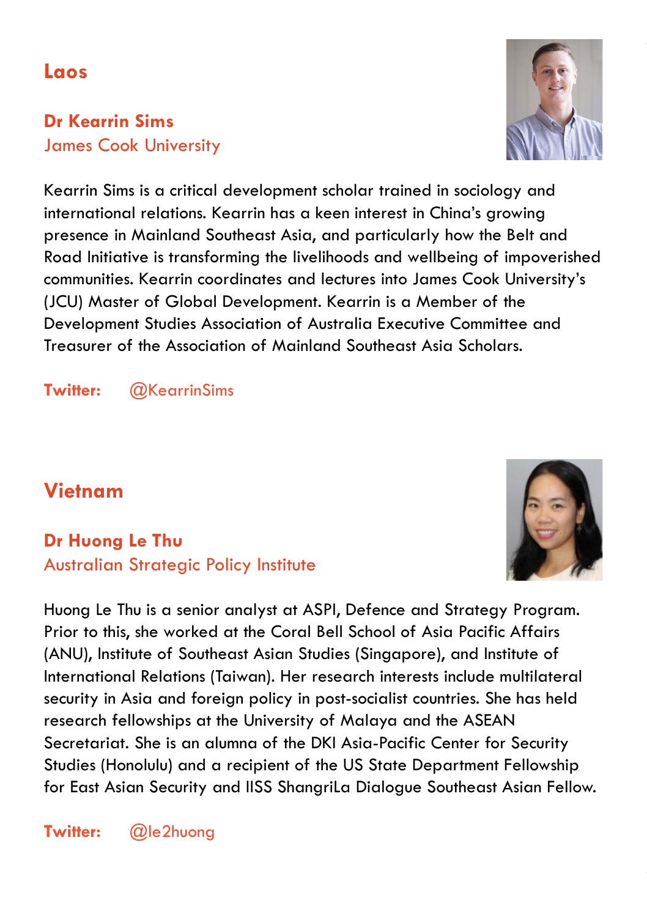## Laos

**Dr Kearrin Sims**
James Cook University

Kearrin Sims is a critical development scholar trained in sociology and international relations. Kearrin has a keen interest in China's growing presence in Mainland Southeast Asia, and particularly how the Belt and Road Initiative is transforming the livelihoods and wellbeing of impoverished communities. Kearrin coordinates and lectures into James Cook University's (JCU) Master of Global Development. Kearrin is a Member of the Development Studies Association of Australia Executive Committee and Treasurer of the Association of Mainland Southeast Asia Scholars.

**Twitter:** @KearrinSims

## Vietnam

**Dr Huong Le Thu**
Australian Strategic Policy Institute

Huong Le Thu is a senior analyst at ASPI, Defence and Strategy Program. Prior to this, she worked at the Coral Bell School of Asia Pacific Affairs (ANU), Institute of Southeast Asian Studies (Singapore), and Institute of International Relations (Taiwan). Her research interests include multilateral security in Asia and foreign policy in post-socialist countries. She has held research fellowships at the University of Malaya and the ASEAN Secretariat. She is an alumna of the DKI Asia-Pacific Center for Security Studies (Honolulu) and a recipient of the US State Department Fellowship for East Asian Security and IISS ShangriLa Dialogue Southeast Asian Fellow.

**Twitter:** @le2huong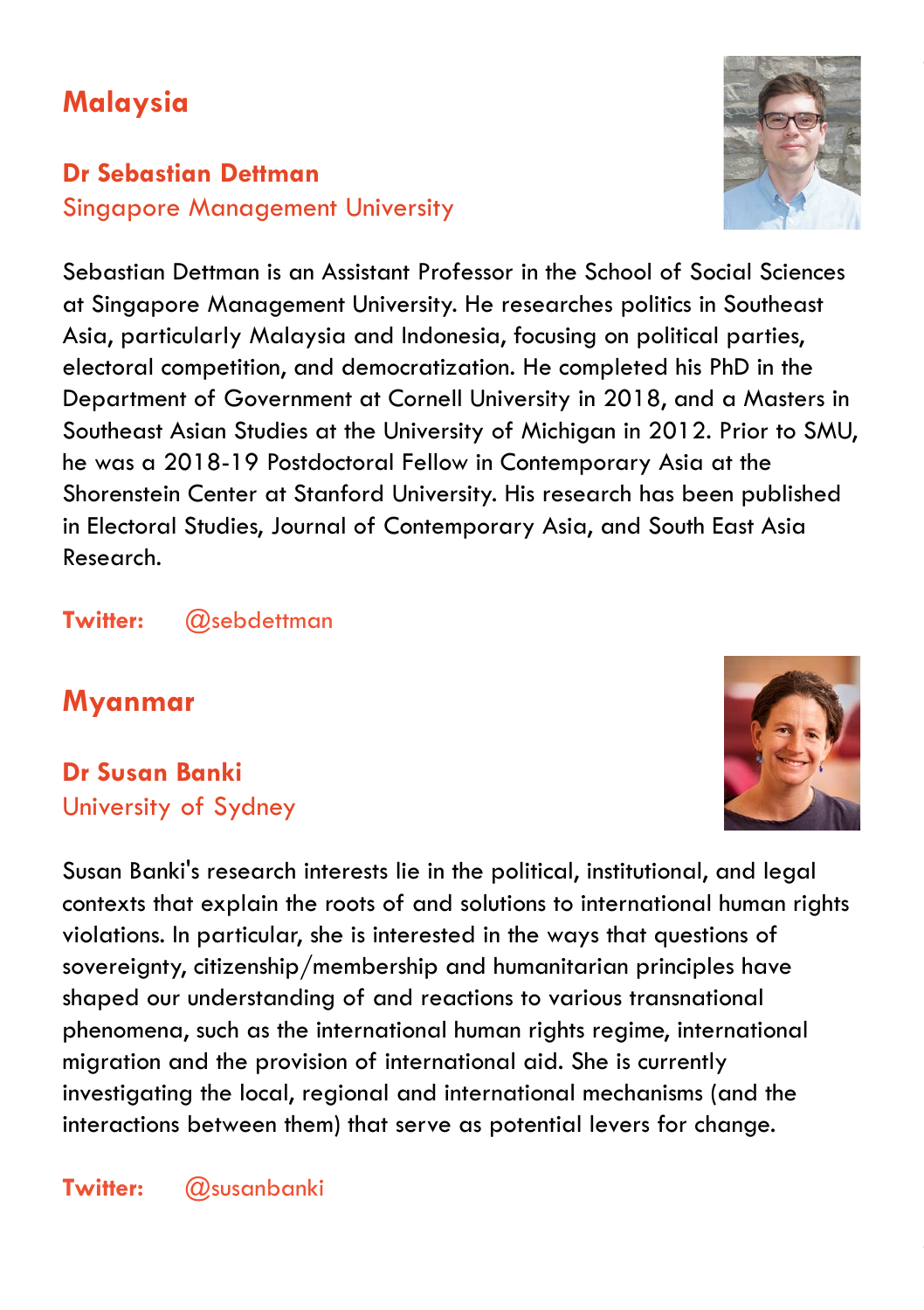## Malaysia

### Dr Sebastian Dettman

Singapore Management University

Sebastian Dettman is an Assistant Professor in the School of Social Sciences at Singapore Management University. He researches politics in Southeast Asia, particularly Malaysia and Indonesia, focusing on political parties, electoral competition, and democratization. He completed his PhD in the Department of Government at Cornell University in 2018, and a Masters in Southeast Asian Studies at the University of Michigan in 2012. Prior to SMU, he was a 2018-19 Postdoctoral Fellow in Contemporary Asia at the Shorenstein Center at Stanford University. His research has been published in Electoral Studies, Journal of Contemporary Asia, and South East Asia Research.

**Twitter:** @sebdettman

## Myanmar

### Dr Susan Banki

University of Sydney

Susan Banki's research interests lie in the political, institutional, and legal contexts that explain the roots of and solutions to international human rights violations. In particular, she is interested in the ways that questions of sovereignty, citizenship/membership and humanitarian principles have shaped our understanding of and reactions to various transnational phenomena, such as the international human rights regime, international migration and the provision of international aid. She is currently investigating the local, regional and international mechanisms (and the interactions between them) that serve as potential levers for change.

**Twitter:** @susanbanki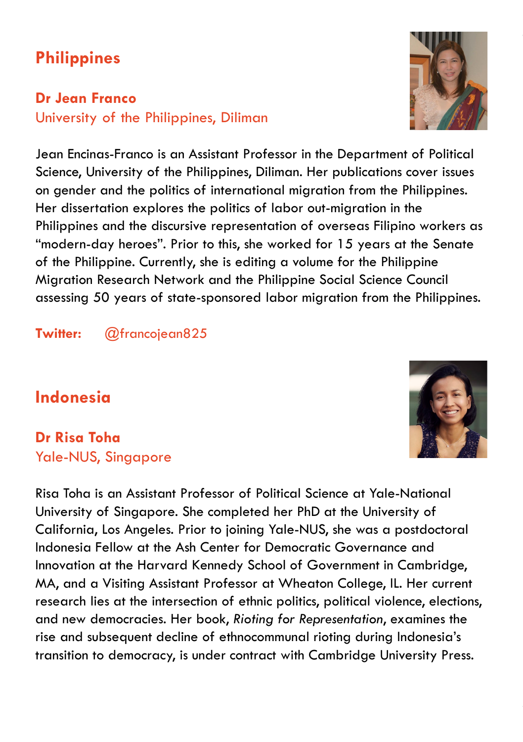## Philippines

### Dr Jean Franco
University of the Philippines, Diliman

Jean Encinas-Franco is an Assistant Professor in the Department of Political Science, University of the Philippines, Diliman. Her publications cover issues on gender and the politics of international migration from the Philippines. Her dissertation explores the politics of labor out-migration in the Philippines and the discursive representation of overseas Filipino workers as "modern-day heroes". Prior to this, she worked for 15 years at the Senate of the Philippine. Currently, she is editing a volume for the Philippine Migration Research Network and the Philippine Social Science Council assessing 50 years of state-sponsored labor migration from the Philippines.

**Twitter:** @francojean825

## Indonesia

### Dr Risa Toha
Yale-NUS, Singapore

Risa Toha is an Assistant Professor of Political Science at Yale-National University of Singapore. She completed her PhD at the University of California, Los Angeles. Prior to joining Yale-NUS, she was a postdoctoral Indonesia Fellow at the Ash Center for Democratic Governance and Innovation at the Harvard Kennedy School of Government in Cambridge, MA, and a Visiting Assistant Professor at Wheaton College, IL. Her current research lies at the intersection of ethnic politics, political violence, elections, and new democracies. Her book, *Rioting for Representation*, examines the rise and subsequent decline of ethnocommunal rioting during Indonesia's transition to democracy, is under contract with Cambridge University Press.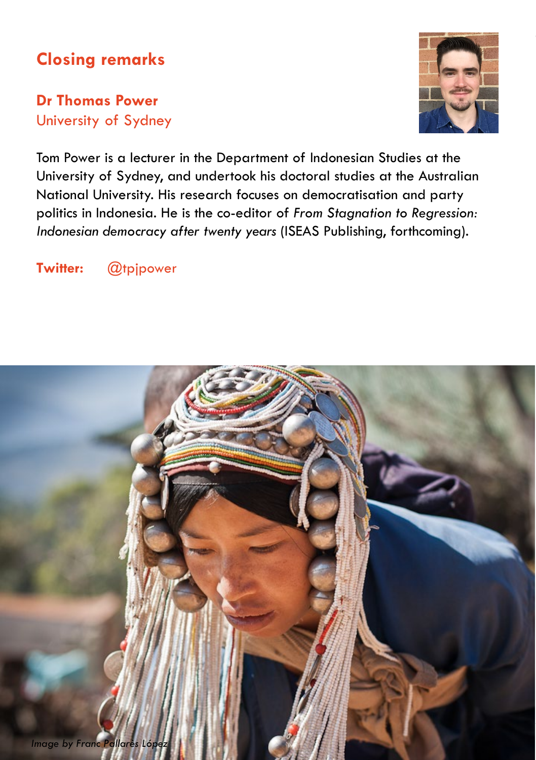## Closing remarks

### Dr Thomas Power
University of Sydney

Tom Power is a lecturer in the Department of Indonesian Studies at the University of Sydney, and undertook his doctoral studies at the Australian National University. His research focuses on democratisation and party politics in Indonesia. He is the co-editor of *From Stagnation to Regression: Indonesian democracy after twenty years* (ISEAS Publishing, forthcoming).

**Twitter:** @tpjpower

*Image by Franc Pallarès López*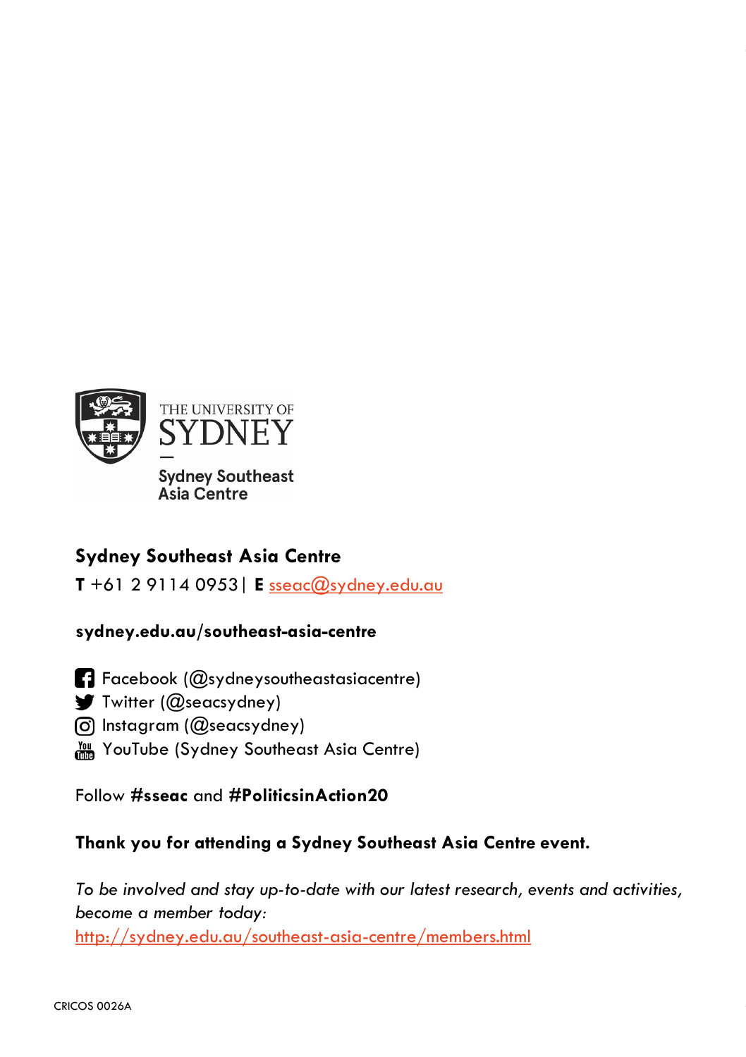THE UNIVERSITY OF SYDNEY

Sydney Southeast Asia Centre

**Sydney Southeast Asia Centre**

**T** +61 2 9114 0953 | **E** sseac@sydney.edu.au

**sydney.edu.au/southeast-asia-centre**

Facebook (@sydneysoutheastasiacentre)
Twitter (@seacsydney)
Instagram (@seacsydney)
YouTube (Sydney Southeast Asia Centre)

Follow **#sseac** and **#PoliticsinAction20**

**Thank you for attending a Sydney Southeast Asia Centre event.**

*To be involved and stay up-to-date with our latest research, events and activities, become a member today:*
http://sydney.edu.au/southeast-asia-centre/members.html

CRICOS 0026A